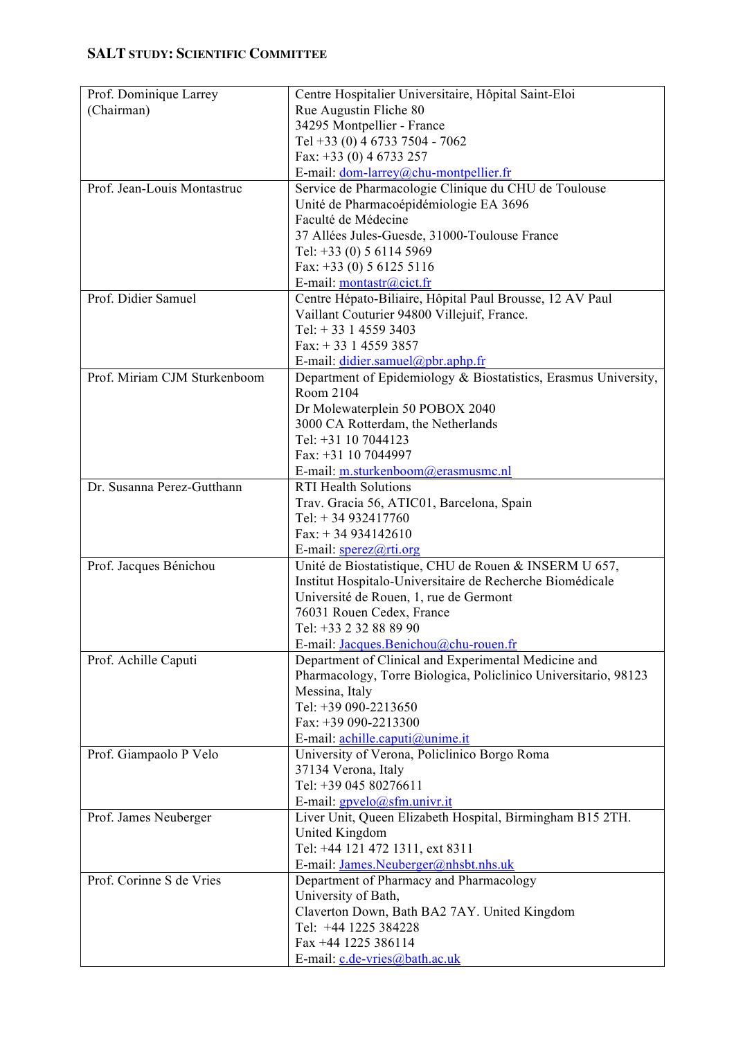**SALT STUDY: SCIENTIFIC COMMITTEE**

| | |
|---|---|
| Prof. Dominique Larrey (Chairman) | Centre Hospitalier Universitaire, Hôpital Saint-Eloi<br>Rue Augustin Fliche 80<br>34295 Montpellier - France<br>Tel +33 (0) 4 6733 7504 - 7062<br>Fax: +33 (0) 4 6733 257<br>E-mail: dom-larrey@chu-montpellier.fr |
| Prof. Jean-Louis Montastruc | Service de Pharmacologie Clinique du CHU de Toulouse<br>Unité de Pharmacoépidémiologie EA 3696<br>Faculté de Médecine<br>37 Allées Jules-Guesde, 31000-Toulouse France<br>Tel: +33 (0) 5 6114 5969<br>Fax: +33 (0) 5 6125 5116<br>E-mail: montastr@cict.fr |
| Prof. Didier Samuel | Centre Hépato-Biliaire, Hôpital Paul Brousse, 12 AV Paul Vaillant Couturier 94800 Villejuif, France.<br>Tel: + 33 1 4559 3403<br>Fax: + 33 1 4559 3857<br>E-mail: didier.samuel@pbr.aphp.fr |
| Prof. Miriam CJM Sturkenboom | Department of Epidemiology & Biostatistics, Erasmus University, Room 2104<br>Dr Molewaterplein 50 POBOX 2040<br>3000 CA Rotterdam, the Netherlands<br>Tel: +31 10 7044123<br>Fax: +31 10 7044997<br>E-mail: m.sturkenboom@erasmusmc.nl |
| Dr. Susanna Perez-Gutthann | RTI Health Solutions<br>Trav. Gracia 56, ATIC01, Barcelona, Spain<br>Tel: + 34 932417760<br>Fax: + 34 934142610<br>E-mail: sperez@rti.org |
| Prof. Jacques Bénichou | Unité de Biostatistique, CHU de Rouen & INSERM U 657, Institut Hospitalo-Universitaire de Recherche Biomédicale<br>Université de Rouen, 1, rue de Germont<br>76031 Rouen Cedex, France<br>Tel: +33 2 32 88 89 90<br>E-mail: Jacques.Benichou@chu-rouen.fr |
| Prof. Achille Caputi | Department of Clinical and Experimental Medicine and Pharmacology, Torre Biologica, Policlinico Universitario, 98123 Messina, Italy<br>Tel: +39 090-2213650<br>Fax: +39 090-2213300<br>E-mail: achille.caputi@unime.it |
| Prof. Giampaolo P Velo | University of Verona, Policlinico Borgo Roma<br>37134 Verona, Italy<br>Tel: +39 045 80276611<br>E-mail: gpvelo@sfm.univr.it |
| Prof. James Neuberger | Liver Unit, Queen Elizabeth Hospital, Birmingham B15 2TH. United Kingdom<br>Tel: +44 121 472 1311, ext 8311<br>E-mail: James.Neuberger@nhsbt.nhs.uk |
| Prof. Corinne S de Vries | Department of Pharmacy and Pharmacology<br>University of Bath,<br>Claverton Down, Bath BA2 7AY. United Kingdom<br>Tel: +44 1225 384228<br>Fax +44 1225 386114<br>E-mail: c.de-vries@bath.ac.uk |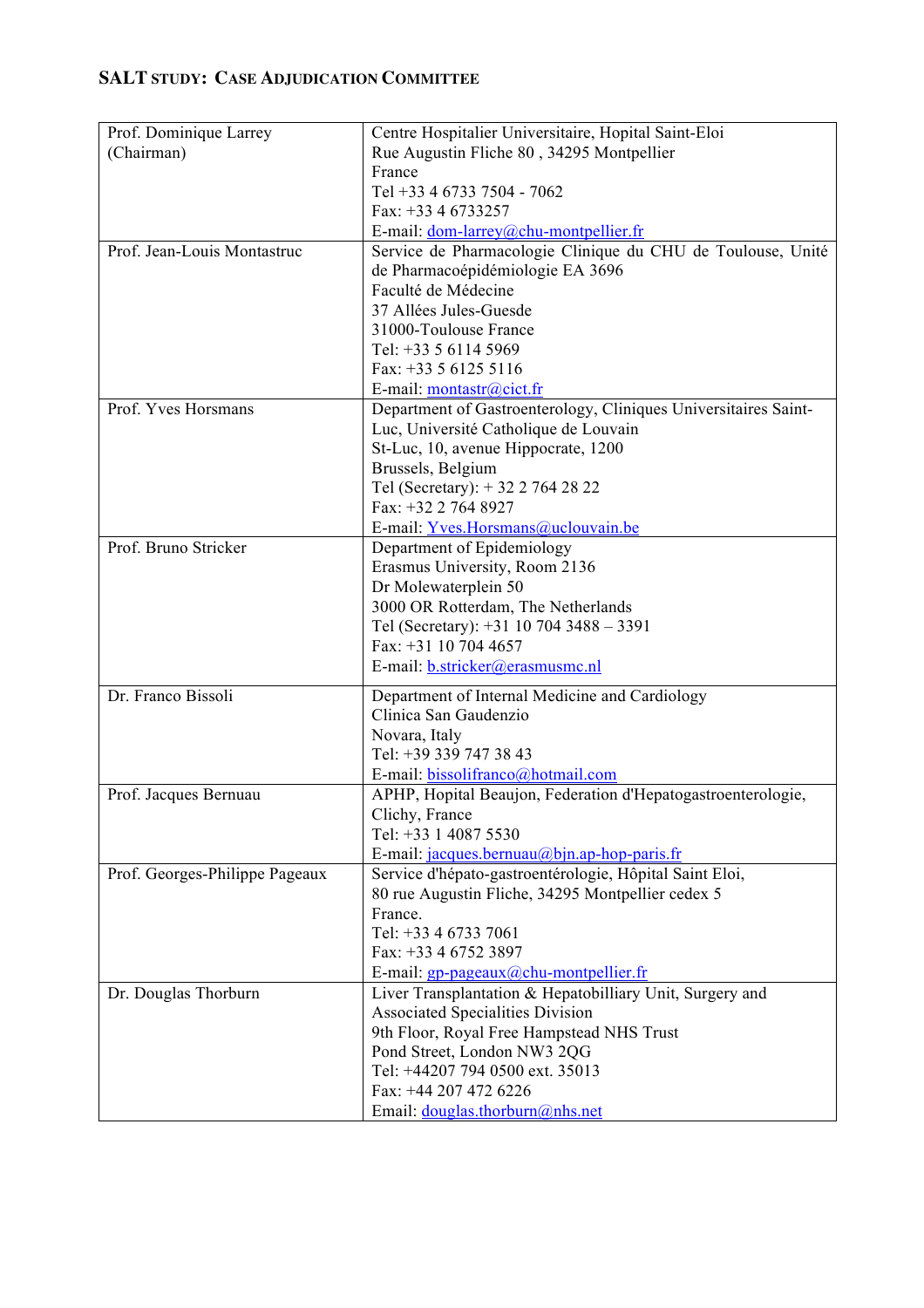## SALT STUDY: CASE ADJUDICATION COMMITTEE

| | |
|---|---|
| Prof. Dominique Larrey (Chairman) | Centre Hospitalier Universitaire, Hopital Saint-Eloi<br>Rue Augustin Fliche 80 , 34295 Montpellier<br>France<br>Tel +33 4 6733 7504 - 7062<br>Fax: +33 4 6733257<br>E-mail: dom-larrey@chu-montpellier.fr |
| Prof. Jean-Louis Montastruc | Service de Pharmacologie Clinique du CHU de Toulouse, Unité de Pharmacoépidémiologie EA 3696<br>Faculté de Médecine<br>37 Allées Jules-Guesde<br>31000-Toulouse France<br>Tel: +33 5 6114 5969<br>Fax: +33 5 6125 5116<br>E-mail: montastr@cict.fr |
| Prof. Yves Horsmans | Department of Gastroenterology, Cliniques Universitaires Saint-Luc, Université Catholique de Louvain<br>St-Luc, 10, avenue Hippocrate, 1200<br>Brussels, Belgium<br>Tel (Secretary): + 32 2 764 28 22<br>Fax: +32 2 764 8927<br>E-mail: Yves.Horsmans@uclouvain.be |
| Prof. Bruno Stricker | Department of Epidemiology<br>Erasmus University, Room 2136<br>Dr Molewaterplein 50<br>3000 OR Rotterdam, The Netherlands<br>Tel (Secretary): +31 10 704 3488 – 3391<br>Fax: +31 10 704 4657<br>E-mail: b.stricker@erasmusmc.nl |
| Dr. Franco Bissoli | Department of Internal Medicine and Cardiology<br>Clinica San Gaudenzio<br>Novara, Italy<br>Tel: +39 339 747 38 43<br>E-mail: bissolifranco@hotmail.com |
| Prof. Jacques Bernuau | APHP, Hopital Beaujon, Federation d'Hepatogastroenterologie, Clichy, France<br>Tel: +33 1 4087 5530<br>E-mail: jacques.bernuau@bjn.ap-hop-paris.fr |
| Prof. Georges-Philippe Pageaux | Service d'hépato-gastroentérologie, Hôpital Saint Eloi,<br>80 rue Augustin Fliche, 34295 Montpellier cedex 5<br>France.<br>Tel: +33 4 6733 7061<br>Fax: +33 4 6752 3897<br>E-mail: gp-pageaux@chu-montpellier.fr |
| Dr. Douglas Thorburn | Liver Transplantation & Hepatobilliary Unit, Surgery and Associated Specialities Division<br>9th Floor, Royal Free Hampstead NHS Trust<br>Pond Street, London NW3 2QG<br>Tel: +44207 794 0500 ext. 35013<br>Fax: +44 207 472 6226<br>Email: douglas.thorburn@nhs.net |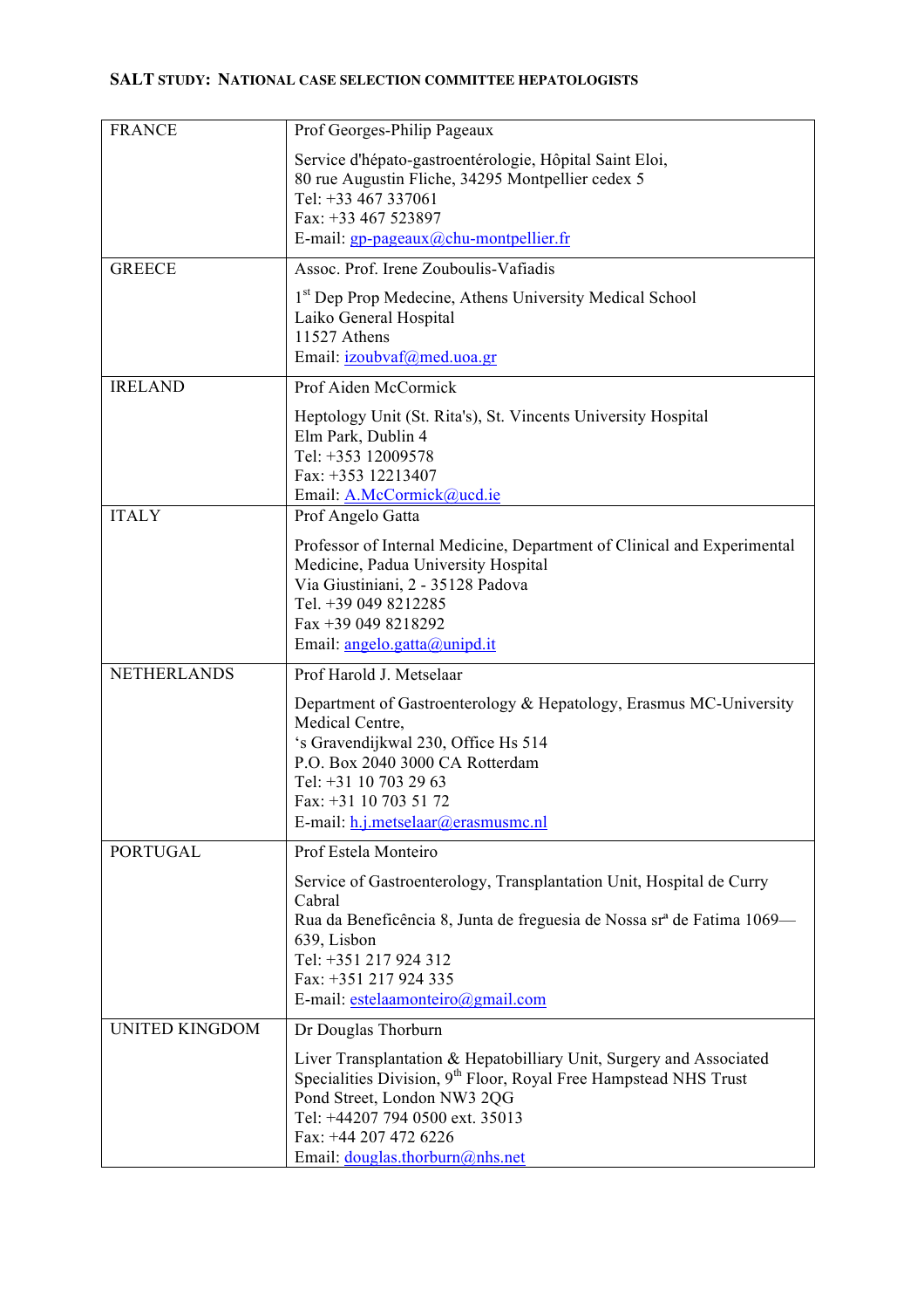**SALT STUDY: NATIONAL CASE SELECTION COMMITTEE HEPATOLOGISTS**

| | |
|---|---|
| FRANCE | Prof Georges-Philip Pageaux<br><br>Service d'hépato-gastroentérologie, Hôpital Saint Eloi,<br>80 rue Augustin Fliche, 34295 Montpellier cedex 5<br>Tel: +33 467 337061<br>Fax: +33 467 523897<br>E-mail: gp-pageaux@chu-montpellier.fr |
| GREECE | Assoc. Prof. Irene Zouboulis-Vafiadis<br><br>1st Dep Prop Medecine, Athens University Medical School<br>Laiko General Hospital<br>11527 Athens<br>Email: izoubvaf@med.uoa.gr |
| IRELAND | Prof Aiden McCormick<br><br>Heptology Unit (St. Rita's), St. Vincents University Hospital<br>Elm Park, Dublin 4<br>Tel: +353 12009578<br>Fax: +353 12213407<br>Email: A.McCormick@ucd.ie |
| ITALY | Prof Angelo Gatta<br><br>Professor of Internal Medicine, Department of Clinical and Experimental Medicine, Padua University Hospital<br>Via Giustiniani, 2 - 35128 Padova<br>Tel. +39 049 8212285<br>Fax +39 049 8218292<br>Email: angelo.gatta@unipd.it |
| NETHERLANDS | Prof Harold J. Metselaar<br><br>Department of Gastroenterology & Hepatology, Erasmus MC-University Medical Centre,<br>'s Gravendijkwal 230, Office Hs 514<br>P.O. Box 2040 3000 CA Rotterdam<br>Tel: +31 10 703 29 63<br>Fax: +31 10 703 51 72<br>E-mail: h.j.metselaar@erasmusmc.nl |
| PORTUGAL | Prof Estela Monteiro<br><br>Service of Gastroenterology, Transplantation Unit, Hospital de Curry Cabral<br>Rua da Beneficência 8, Junta de freguesia de Nossa srª de Fatima 1069—639, Lisbon<br>Tel: +351 217 924 312<br>Fax: +351 217 924 335<br>E-mail: estelaamonteiro@gmail.com |
| UNITED KINGDOM | Dr Douglas Thorburn<br><br>Liver Transplantation & Hepatobilliary Unit, Surgery and Associated Specialities Division, 9th Floor, Royal Free Hampstead NHS Trust<br>Pond Street, London NW3 2QG<br>Tel: +44207 794 0500 ext. 35013<br>Fax: +44 207 472 6226<br>Email: douglas.thorburn@nhs.net |